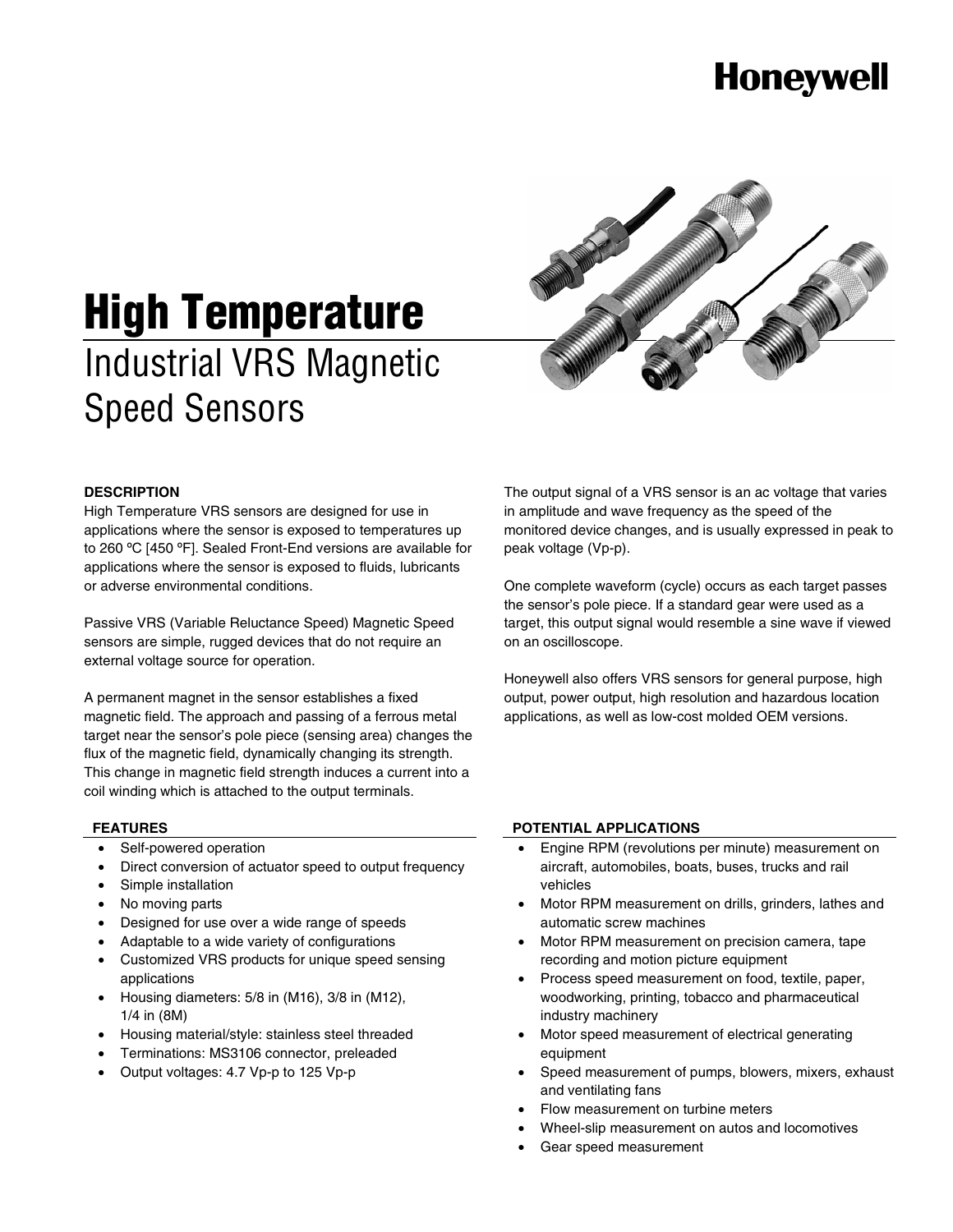Honeywell

# High Temperature

## Industrial VRS Magnetic Speed Sensors

### DESCRIPTION

High Temperature VRS sensors are designed for use in applications where the sensor is exposed to temperatures up to 260 ºC [450 ºF]. Sealed Front-End versions are available for applications where the sensor is exposed to fluids, lubricants or adverse environmental conditions.

Passive VRS (Variable Reluctance Speed) Magnetic Speed sensors are simple, rugged devices that do not require an external voltage source for operation.

A permanent magnet in the sensor establishes a fixed magnetic field. The approach and passing of a ferrous metal target near the sensor's pole piece (sensing area) changes the flux of the magnetic field, dynamically changing its strength. This change in magnetic field strength induces a current into a coil winding which is attached to the output terminals.

The output signal of a VRS sensor is an ac voltage that varies in amplitude and wave frequency as the speed of the monitored device changes, and is usually expressed in peak to peak voltage (Vp-p).

One complete waveform (cycle) occurs as each target passes the sensor's pole piece. If a standard gear were used as a target, this output signal would resemble a sine wave if viewed on an oscilloscope.

Honeywell also offers VRS sensors for general purpose, high output, power output, high resolution and hazardous location applications, as well as low-cost molded OEM versions.

### FEATURES

- Self-powered operation
- Direct conversion of actuator speed to output frequency
- Simple installation
- No moving parts
- Designed for use over a wide range of speeds
- Adaptable to a wide variety of configurations
- Customized VRS products for unique speed sensing applications
- Housing diameters: 5/8 in (M16), 3/8 in (M12), 1/4 in (8M)
- Housing material/style: stainless steel threaded
- Terminations: MS3106 connector, preleaded
- Output voltages: 4.7 Vp-p to 125 Vp-p

### POTENTIAL APPLICATIONS

- Engine RPM (revolutions per minute) measurement on aircraft, automobiles, boats, buses, trucks and rail vehicles
- Motor RPM measurement on drills, grinders, lathes and automatic screw machines
- Motor RPM measurement on precision camera, tape recording and motion picture equipment
- Process speed measurement on food, textile, paper, woodworking, printing, tobacco and pharmaceutical industry machinery
- Motor speed measurement of electrical generating equipment
- Speed measurement of pumps, blowers, mixers, exhaust and ventilating fans
- Flow measurement on turbine meters
- Wheel-slip measurement on autos and locomotives
- Gear speed measurement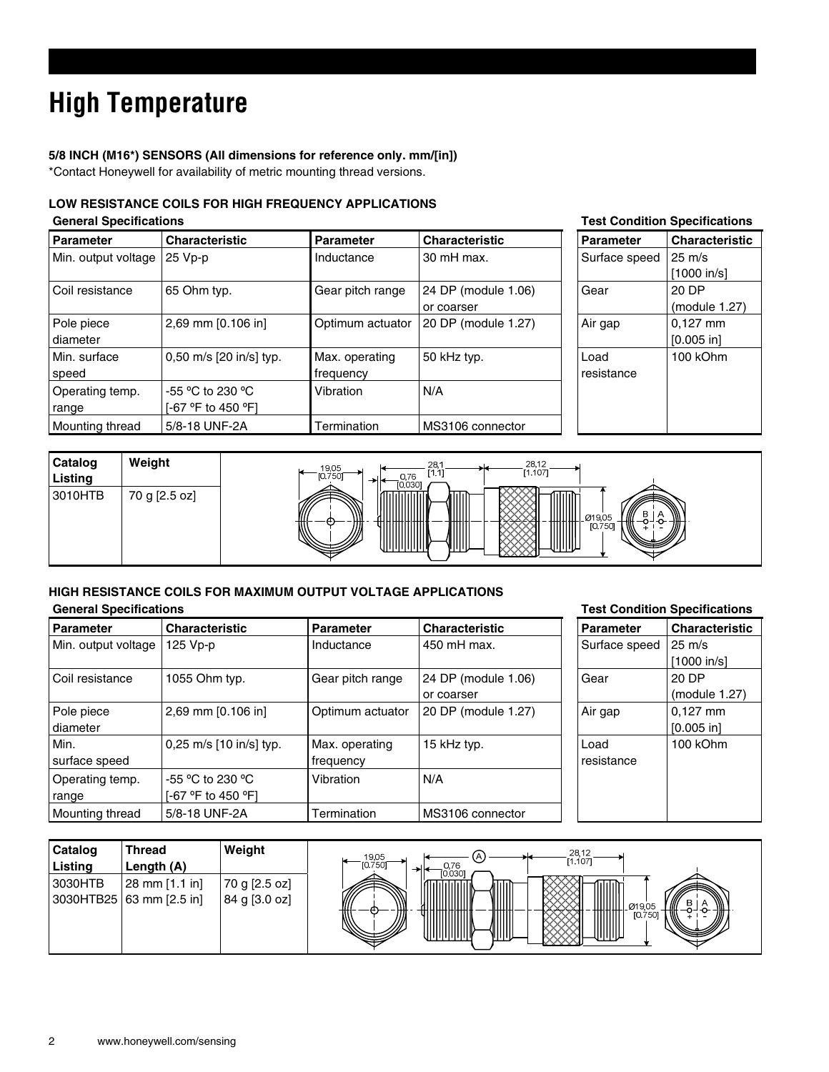# High Temperature

**5/8 INCH (M16*) SENSORS (All dimensions for reference only. mm/[in])**

*Contact Honeywell for availability of metric mounting thread versions.

### LOW RESISTANCE COILS FOR HIGH FREQUENCY APPLICATIONS

**General Specifications**

| Parameter | Characteristic | Parameter | Characteristic |
|---|---|---|---|
| Min. output voltage | 25 Vp-p | Inductance | 30 mH max. |
| Coil resistance | 65 Ohm typ. | Gear pitch range | 24 DP (module 1.06) or coarser |
| Pole piece diameter | 2,69 mm [0.106 in] | Optimum actuator | 20 DP (module 1.27) |
| Min. surface speed | 0,50 m/s [20 in/s] typ. | Max. operating frequency | 50 kHz typ. |
| Operating temp. range | -55 ºC to 230 ºC [-67 ºF to 450 ºF] | Vibration | N/A |
| Mounting thread | 5/8-18 UNF-2A | Termination | MS3106 connector |

**Test Condition Specifications**

| Parameter | Characteristic |
|---|---|
| Surface speed | 25 m/s [1000 in/s] |
| Gear | 20 DP (module 1.27) |
| Air gap | 0,127 mm [0.005 in] |
| Load resistance | 100 kOhm |

| Catalog Listing | Weight |
|---|---|
| 3010HTB | 70 g [2.5 oz] |

19,05 [0.750] 0,76 [0.030] 28,1 [1.1] 28,12 [1.107] Ø19,05 [0.750] B A + -

### HIGH RESISTANCE COILS FOR MAXIMUM OUTPUT VOLTAGE APPLICATIONS

**General Specifications**

| Parameter | Characteristic | Parameter | Characteristic |
|---|---|---|---|
| Min. output voltage | 125 Vp-p | Inductance | 450 mH max. |
| Coil resistance | 1055 Ohm typ. | Gear pitch range | 24 DP (module 1.06) or coarser |
| Pole piece diameter | 2,69 mm [0.106 in] | Optimum actuator | 20 DP (module 1.27) |
| Min. surface speed | 0,25 m/s [10 in/s] typ. | Max. operating frequency | 15 kHz typ. |
| Operating temp. range | -55 ºC to 230 ºC [-67 ºF to 450 ºF] | Vibration | N/A |
| Mounting thread | 5/8-18 UNF-2A | Termination | MS3106 connector |

**Test Condition Specifications**

| Parameter | Characteristic |
|---|---|
| Surface speed | 25 m/s [1000 in/s] |
| Gear | 20 DP (module 1.27) |
| Air gap | 0,127 mm [0.005 in] |
| Load resistance | 100 kOhm |

| Catalog Listing | Thread Length (A) | Weight |
|---|---|---|
| 3030HTB | 28 mm [1.1 in] | 70 g [2.5 oz] |
| 3030HTB25 | 63 mm [2.5 in] | 84 g [3.0 oz] |

19,05 [0.750] 0,76 [0.030] A 28,12 [1.107] Ø19,05 [0.750] B A + -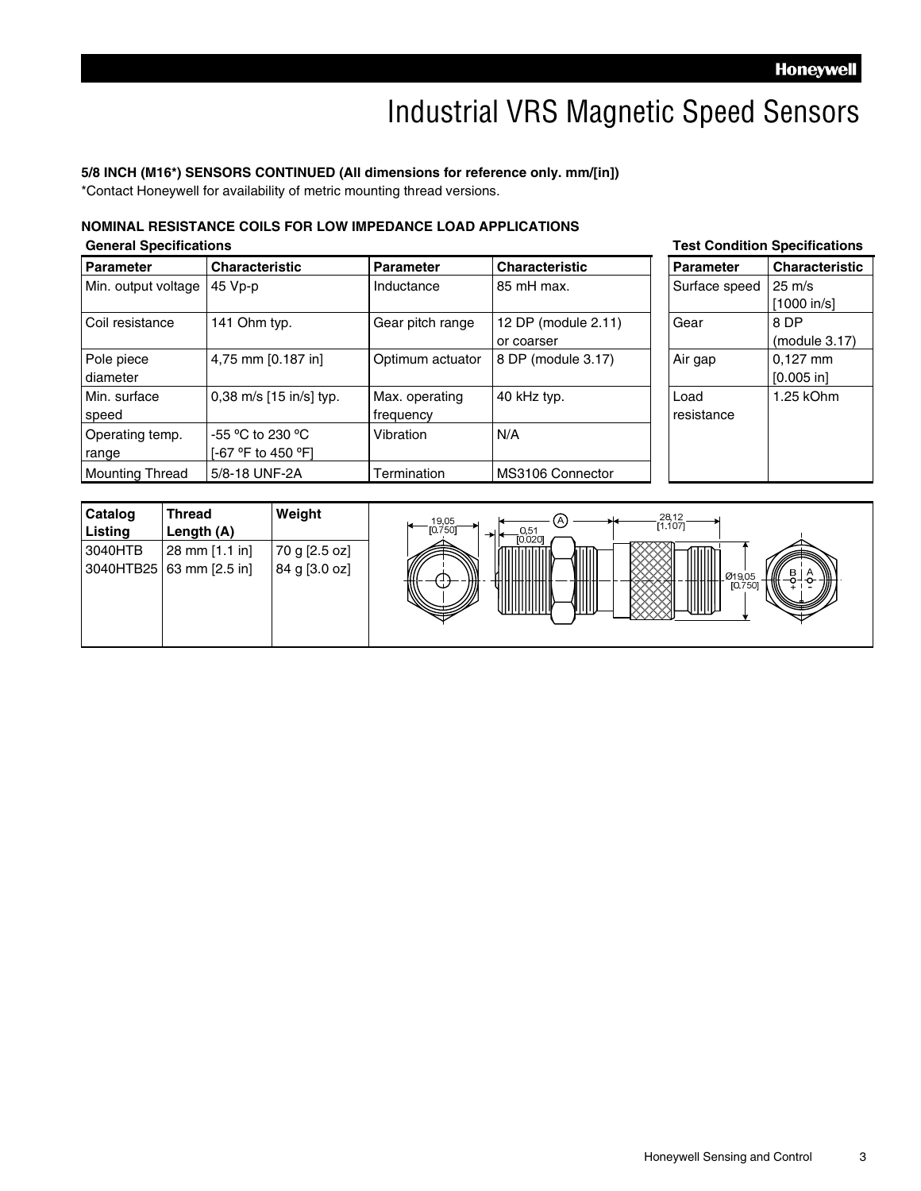# Industrial VRS Magnetic Speed Sensors

**5/8 INCH (M16*) SENSORS CONTINUED (All dimensions for reference only. mm/[in])**

*Contact Honeywell for availability of metric mounting thread versions.

**NOMINAL RESISTANCE COILS FOR LOW IMPEDANCE LOAD APPLICATIONS**

**General Specifications**

| Parameter | Characteristic | Parameter | Characteristic |
|---|---|---|---|
| Min. output voltage | 45 Vp-p | Inductance | 85 mH max. |
| Coil resistance | 141 Ohm typ. | Gear pitch range | 12 DP (module 2.11) or coarser |
| Pole piece diameter | 4,75 mm [0.187 in] | Optimum actuator | 8 DP (module 3.17) |
| Min. surface speed | 0,38 m/s [15 in/s] typ. | Max. operating frequency | 40 kHz typ. |
| Operating temp. range | -55 ºC to 230 ºC [-67 ºF to 450 ºF] | Vibration | N/A |
| Mounting Thread | 5/8-18 UNF-2A | Termination | MS3106 Connector |

**Test Condition Specifications**

| Parameter | Characteristic |
|---|---|
| Surface speed | 25 m/s [1000 in/s] |
| Gear | 8 DP (module 3.17) |
| Air gap | 0,127 mm [0.005 in] |
| Load resistance | 1.25 kOhm |

| Catalog Listing | Thread Length (A) | Weight |
|---|---|---|
| 3040HTB | 28 mm [1.1 in] | 70 g [2.5 oz] |
| 3040HTB25 | 63 mm [2.5 in] | 84 g [3.0 oz] |

19,05 [0.750] &nbsp; 0,51 [0.020] &nbsp; A &nbsp; 28,12 [1.107] &nbsp; Ø19,05 [0.750] &nbsp; B A + -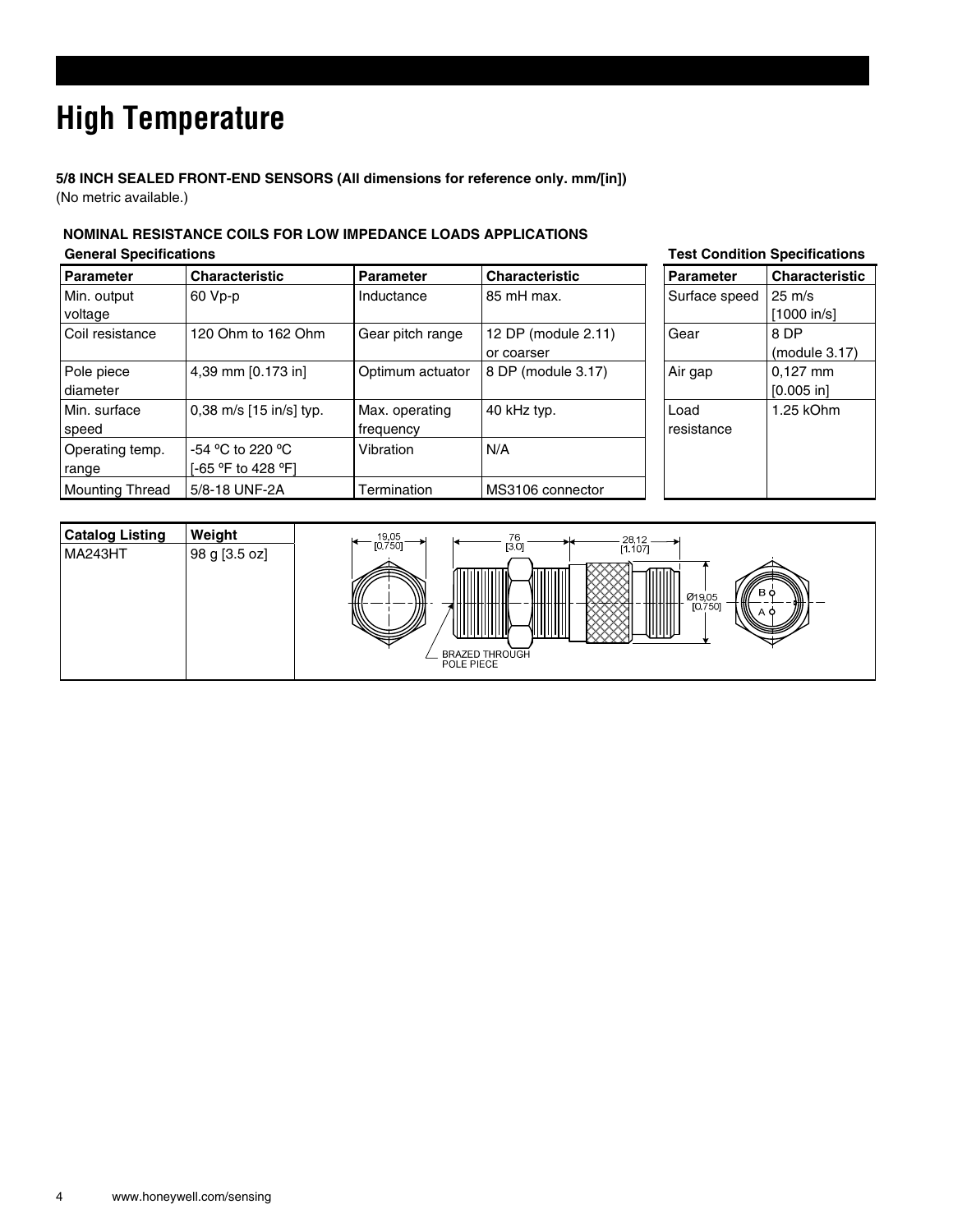# High Temperature

**5/8 INCH SEALED FRONT-END SENSORS (All dimensions for reference only. mm/[in])**
(No metric available.)

**NOMINAL RESISTANCE COILS FOR LOW IMPEDANCE LOADS APPLICATIONS**

**General Specifications**

| Parameter | Characteristic | Parameter | Characteristic |
|---|---|---|---|
| Min. output voltage | 60 Vp-p | Inductance | 85 mH max. |
| Coil resistance | 120 Ohm to 162 Ohm | Gear pitch range | 12 DP (module 2.11) or coarser |
| Pole piece diameter | 4,39 mm [0.173 in] | Optimum actuator | 8 DP (module 3.17) |
| Min. surface speed | 0,38 m/s [15 in/s] typ. | Max. operating frequency | 40 kHz typ. |
| Operating temp. range | -54 ºC to 220 ºC [-65 ºF to 428 ºF] | Vibration | N/A |
| Mounting Thread | 5/8-18 UNF-2A | Termination | MS3106 connector |

**Test Condition Specifications**

| Parameter | Characteristic |
|---|---|
| Surface speed | 25 m/s [1000 in/s] |
| Gear | 8 DP (module 3.17) |
| Air gap | 0,127 mm [0.005 in] |
| Load resistance | 1.25 kOhm |

| Catalog Listing | Weight |
|---|---|
| MA243HT | 98 g [3.5 oz] |

19,05 [0.750] 76 [3.0] 28,12 [1.107] Ø19,05 [0.750] B A

BRAZED THROUGH POLE PIECE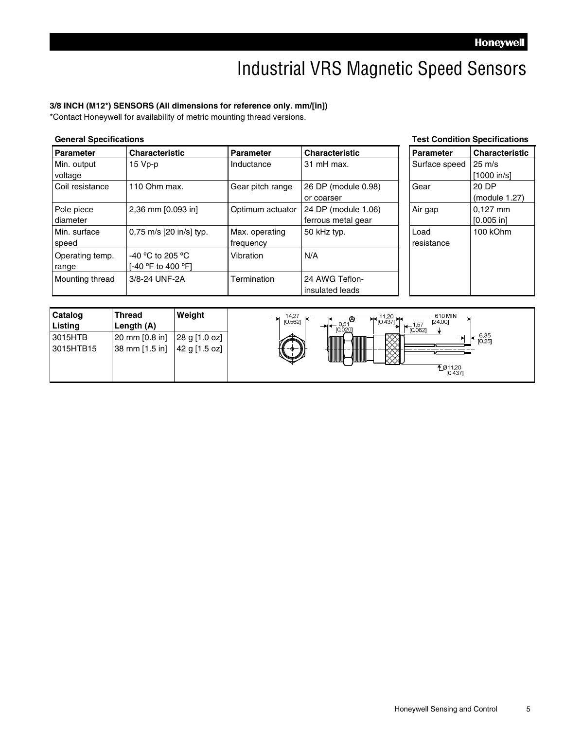# Industrial VRS Magnetic Speed Sensors

**3/8 INCH (M12*) SENSORS (All dimensions for reference only. mm/[in])**

*Contact Honeywell for availability of metric mounting thread versions.

**General Specifications**

| Parameter | Characteristic | Parameter | Characteristic |
|---|---|---|---|
| Min. output voltage | 15 Vp-p | Inductance | 31 mH max. |
| Coil resistance | 110 Ohm max. | Gear pitch range | 26 DP (module 0.98) or coarser |
| Pole piece diameter | 2,36 mm [0.093 in] | Optimum actuator | 24 DP (module 1.06) ferrous metal gear |
| Min. surface speed | 0,75 m/s [20 in/s] typ. | Max. operating frequency | 50 kHz typ. |
| Operating temp. range | -40 ºC to 205 ºC [-40 ºF to 400 ºF] | Vibration | N/A |
| Mounting thread | 3/8-24 UNF-2A | Termination | 24 AWG Teflon-insulated leads |

**Test Condition Specifications**

| Parameter | Characteristic |
|---|---|
| Surface speed | 25 m/s [1000 in/s] |
| Gear | 20 DP (module 1.27) |
| Air gap | 0,127 mm [0.005 in] |
| Load resistance | 100 kOhm |

| Catalog Listing | Thread Length (A) | Weight |
|---|---|---|
| 3015HTB | 20 mm [0.8 in] | 28 g [1.0 oz] |
| 3015HTB15 | 38 mm [1.5 in] | 42 g [1.5 oz] |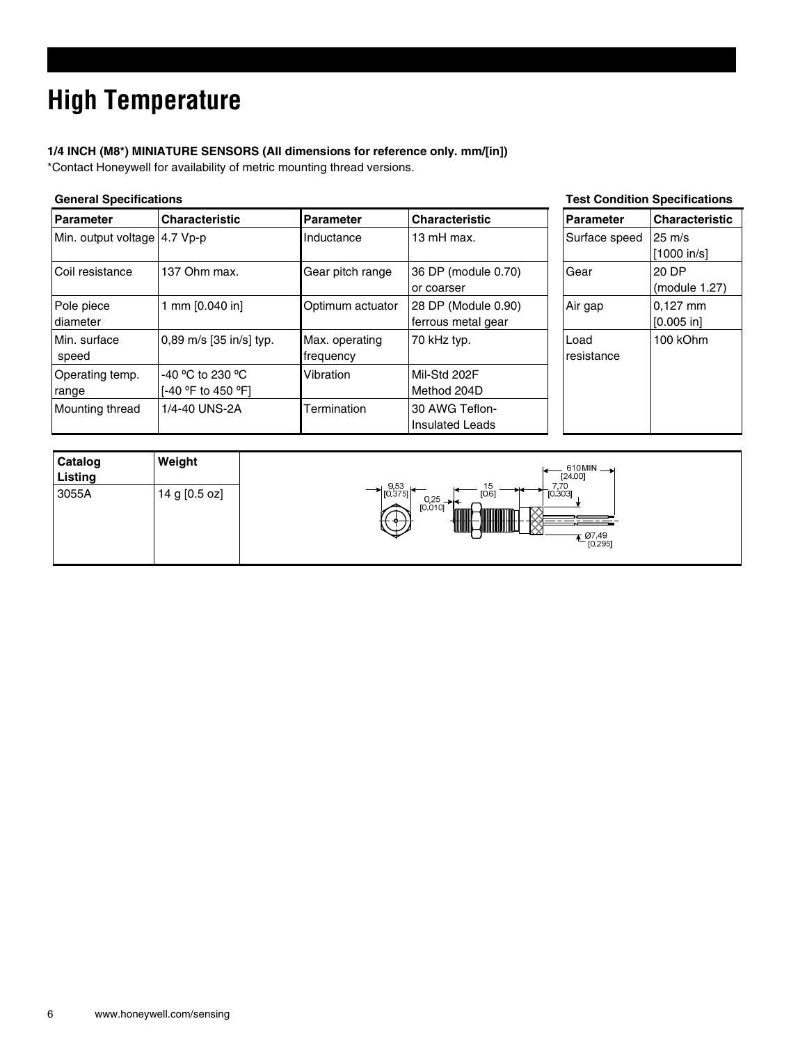# High Temperature

**1/4 INCH (M8*) MINIATURE SENSORS (All dimensions for reference only. mm/[in])**

*Contact Honeywell for availability of metric mounting thread versions.

**General Specifications**

| Parameter | Characteristic | Parameter | Characteristic |
|---|---|---|---|
| Min. output voltage | 4.7 Vp-p | Inductance | 13 mH max. |
| Coil resistance | 137 Ohm max. | Gear pitch range | 36 DP (module 0.70) or coarser |
| Pole piece diameter | 1 mm [0.040 in] | Optimum actuator | 28 DP (Module 0.90) ferrous metal gear |
| Min. surface speed | 0,89 m/s [35 in/s] typ. | Max. operating frequency | 70 kHz typ. |
| Operating temp. range | -40 ºC to 230 ºC [-40 ºF to 450 ºF] | Vibration | Mil-Std 202F Method 204D |
| Mounting thread | 1/4-40 UNS-2A | Termination | 30 AWG Teflon-Insulated Leads |

**Test Condition Specifications**

| Parameter | Characteristic |
|---|---|
| Surface speed | 25 m/s [1000 in/s] |
| Gear | 20 DP (module 1.27) |
| Air gap | 0,127 mm [0.005 in] |
| Load resistance | 100 kOhm |

| Catalog Listing | Weight |
|---|---|
| 3055A | 14 g [0.5 oz] |

9,53 [0.375] | 0,25 [0.010] | 15 [0.6] | 7,70 [0.303] | 610 MIN [24.00] | Ø7,49 [0.295]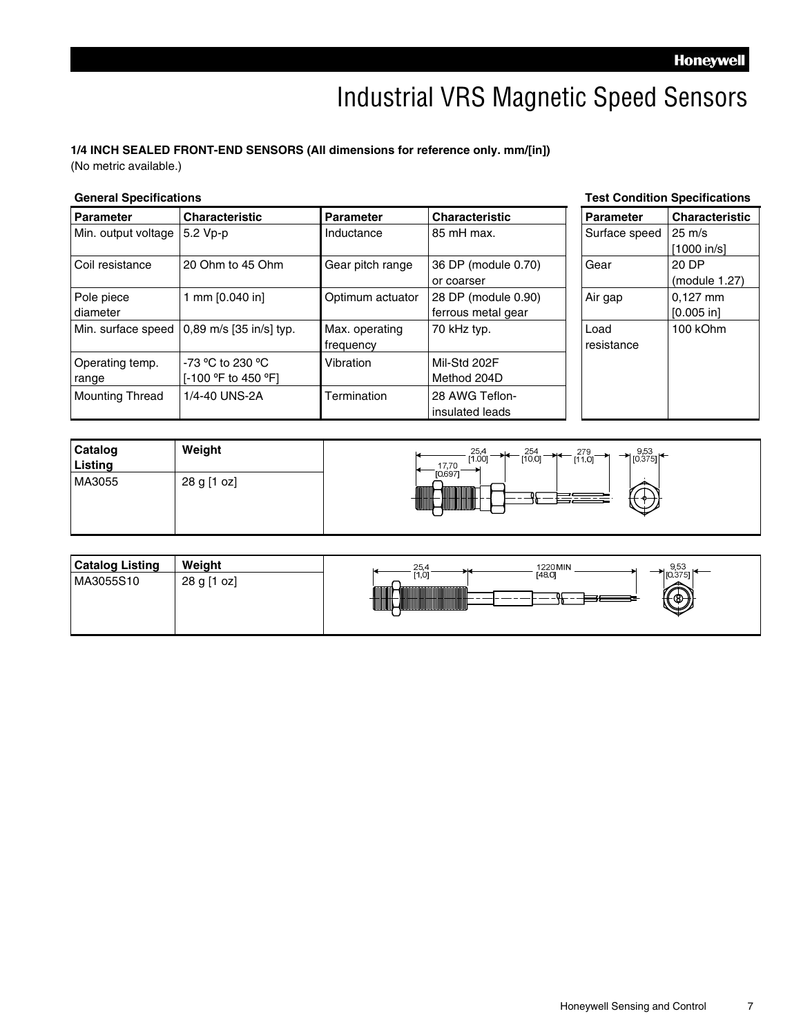# Industrial VRS Magnetic Speed Sensors

**1/4 INCH SEALED FRONT-END SENSORS (All dimensions for reference only. mm/[in])**
(No metric available.)

**General Specifications**

| Parameter | Characteristic | Parameter | Characteristic |
|---|---|---|---|
| Min. output voltage | 5.2 Vp-p | Inductance | 85 mH max. |
| Coil resistance | 20 Ohm to 45 Ohm | Gear pitch range | 36 DP (module 0.70) or coarser |
| Pole piece diameter | 1 mm [0.040 in] | Optimum actuator | 28 DP (module 0.90) ferrous metal gear |
| Min. surface speed | 0,89 m/s [35 in/s] typ. | Max. operating frequency | 70 kHz typ. |
| Operating temp. range | -73 ºC to 230 ºC [-100 ºF to 450 ºF] | Vibration | Mil-Std 202F Method 204D |
| Mounting Thread | 1/4-40 UNS-2A | Termination | 28 AWG Teflon-insulated leads |

**Test Condition Specifications**

| Parameter | Characteristic |
|---|---|
| Surface speed | 25 m/s [1000 in/s] |
| Gear | 20 DP (module 1.27) |
| Air gap | 0,127 mm [0.005 in] |
| Load resistance | 100 kOhm |

| Catalog Listing | Weight |
|---|---|
| MA3055 | 28 g [1 oz] |

25,4 [1.00] | 17,70 [0.697] | 254 [10.0] | 279 [11.0] | 9,53 [0.375]

| Catalog Listing | Weight |
|---|---|
| MA3055S10 | 28 g [1 oz] |

25,4 [1,0] | 1220 MIN [48.0] | 9,53 [0.375]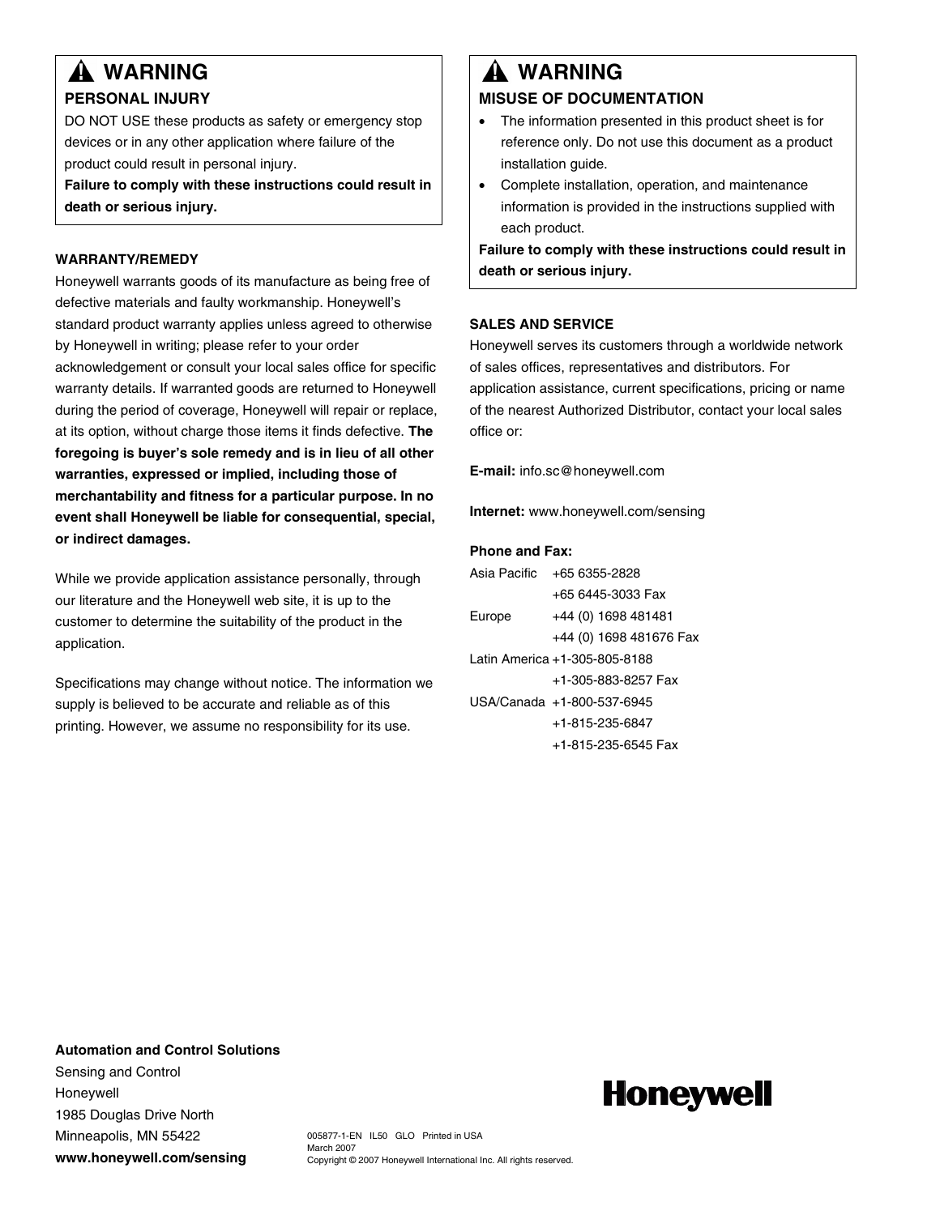## ⚠ WARNING

**PERSONAL INJURY**

DO NOT USE these products as safety or emergency stop devices or in any other application where failure of the product could result in personal injury.

**Failure to comply with these instructions could result in death or serious injury.**

**WARRANTY/REMEDY**

Honeywell warrants goods of its manufacture as being free of defective materials and faulty workmanship. Honeywell's standard product warranty applies unless agreed to otherwise by Honeywell in writing; please refer to your order acknowledgement or consult your local sales office for specific warranty details. If warranted goods are returned to Honeywell during the period of coverage, Honeywell will repair or replace, at its option, without charge those items it finds defective. **The foregoing is buyer's sole remedy and is in lieu of all other warranties, expressed or implied, including those of merchantability and fitness for a particular purpose. In no event shall Honeywell be liable for consequential, special, or indirect damages.**

While we provide application assistance personally, through our literature and the Honeywell web site, it is up to the customer to determine the suitability of the product in the application.

Specifications may change without notice. The information we supply is believed to be accurate and reliable as of this printing. However, we assume no responsibility for its use.

## ⚠ WARNING

**MISUSE OF DOCUMENTATION**

- The information presented in this product sheet is for reference only. Do not use this document as a product installation guide.
- Complete installation, operation, and maintenance information is provided in the instructions supplied with each product.

**Failure to comply with these instructions could result in death or serious injury.**

**SALES AND SERVICE**

Honeywell serves its customers through a worldwide network of sales offices, representatives and distributors. For application assistance, current specifications, pricing or name of the nearest Authorized Distributor, contact your local sales office or:

**E-mail:** info.sc@honeywell.com

**Internet:** www.honeywell.com/sensing

**Phone and Fax:**

| | |
|---|---|
| Asia Pacific | +65 6355-2828 |
| | +65 6445-3033 Fax |
| Europe | +44 (0) 1698 481481 |
| | +44 (0) 1698 481676 Fax |
| Latin America | +1-305-805-8188 |
| | +1-305-883-8257 Fax |
| USA/Canada | +1-800-537-6945 |
| | +1-815-235-6847 |
| | +1-815-235-6545 Fax |

**Automation and Control Solutions**
Sensing and Control
Honeywell
1985 Douglas Drive North
Minneapolis, MN 55422
**www.honeywell.com/sensing**

005877-1-EN IL50 GLO Printed in USA
March 2007
Copyright © 2007 Honeywell International Inc. All rights reserved.

**Honeywell**